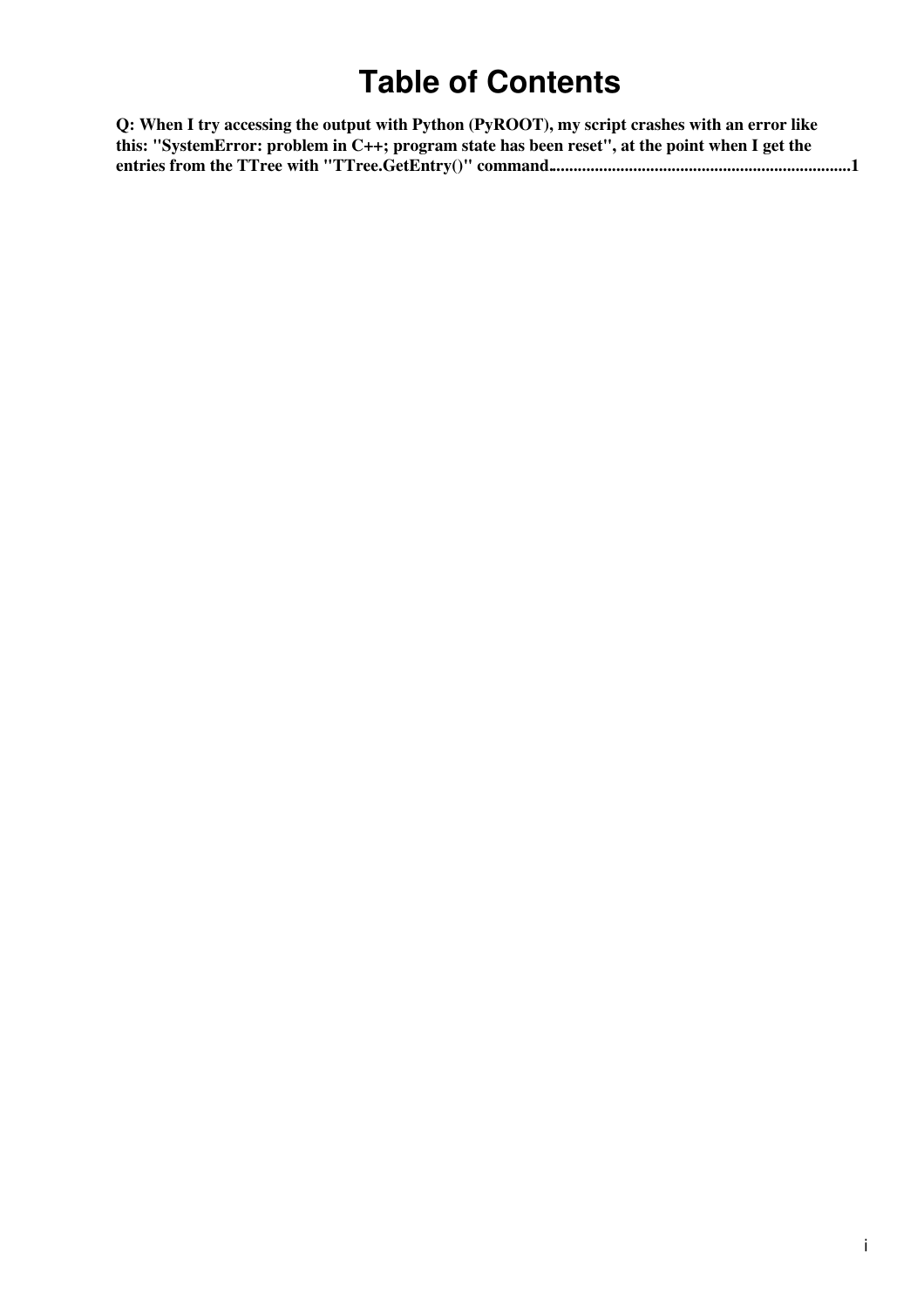# Table of Contents

**Q: When I try accessing the output with Python (PyROOT), my script crashes with an error like this: "SystemError: problem in C++; program state has been reset", at the point when I get the entries from the TTree with "TTree.GetEntry()" command......................................................................1**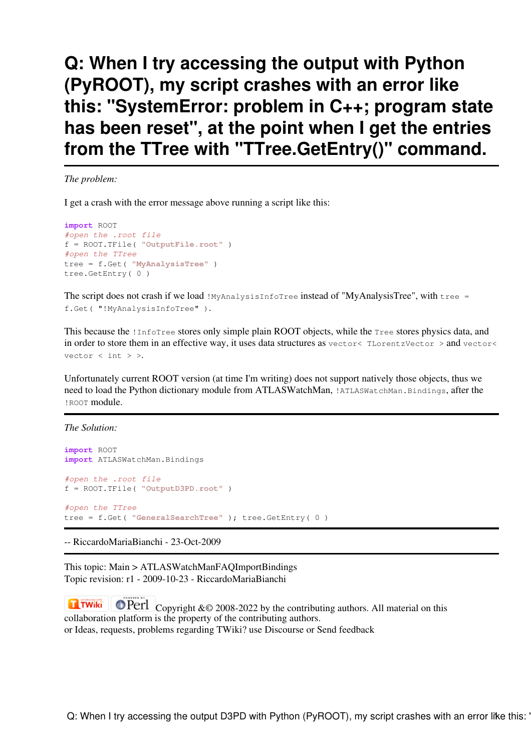# Q: When I try accessing the output with Python (PyROOT), my script crashes with an error like this: "SystemError: problem in C++; program state has been reset", at the point when I get the entries from the TTree with "TTree.GetEntry()" command.

*The problem:*

I get a crash with the error message above running a script like this:

```
import ROOT
#open the .root file
f = ROOT.TFile( "OutputFile.root" )
#open the TTree
tree = f.Get( "MyAnalysisTree" )
tree.GetEntry( 0 )
```

The script does not crash if we load `!MyAnalysisInfoTree` instead of "MyAnalysisTree", with `tree = f.Get( "!MyAnalysisInfoTree" )`.

This because the `!InfoTree` stores only simple plain ROOT objects, while the `Tree` stores physics data, and in order to store them in an effective way, it uses data structures as `vector< TLorentzVector >` and `vector< vector < int > >`.

Unfortunately current ROOT version (at time I'm writing) does not support natively those objects, thus we need to load the Python dictionary module from ATLASWatchMan, `!ATLASWatchMan.Bindings`, after the `!ROOT` module.

---

*The Solution:*

```
import ROOT
import ATLASWatchMan.Bindings

#open the .root file
f = ROOT.TFile( "OutputD3PD.root" )

#open the TTree
tree = f.Get( "GeneralSearchTree" ); tree.GetEntry( 0 )
```

---

-- RiccardoMariaBianchi - 23-Oct-2009

---

This topic: Main > ATLASWatchManFAQImportBindings
Topic revision: r1 - 2009-10-23 - RiccardoMariaBianchi

Copyright &© 2008-2022 by the contributing authors. All material on this collaboration platform is the property of the contributing authors.
or Ideas, requests, problems regarding TWiki? use Discourse or Send feedback